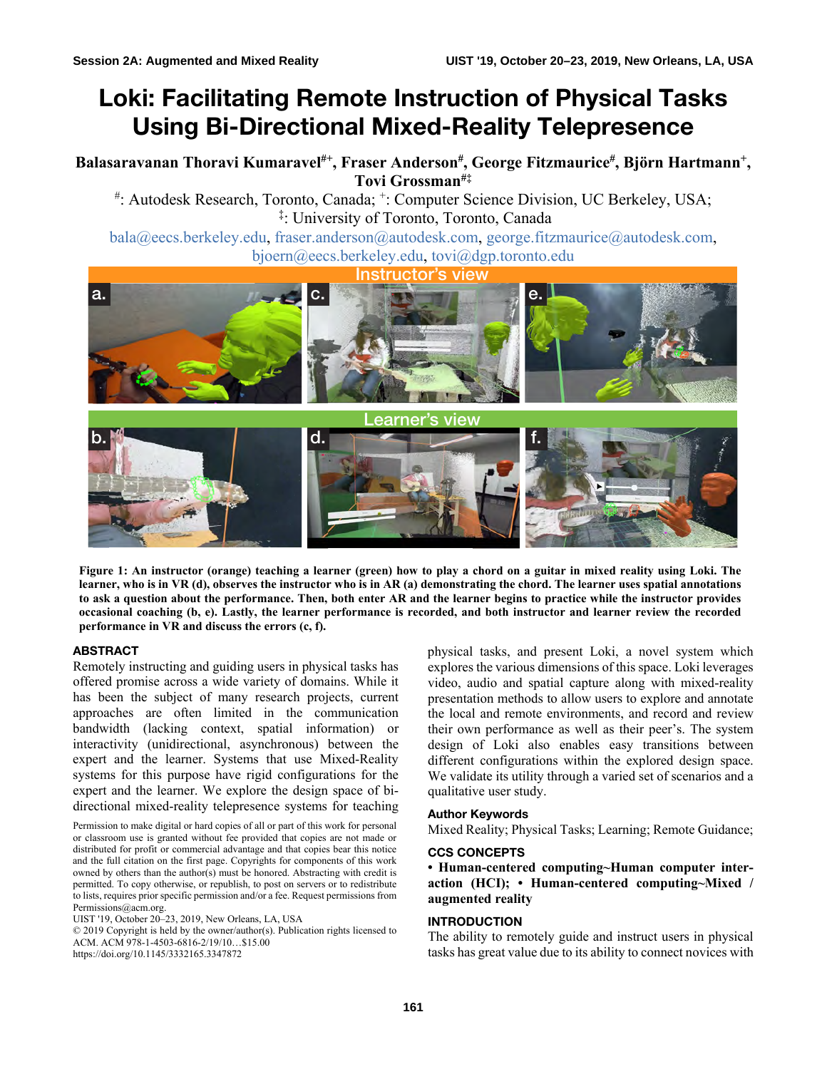# Loki: Facilitating Remote Instruction of Physical Tasks Using Bi-Directional Mixed-Reality Telepresence

**Balasaravanan Thoravi Kumaravel[#+], Fraser Anderson[#], George Fitzmaurice[#], Björn Hartmann[+], Tovi Grossman[#‡]**

[#]: Autodesk Research, Toronto, Canada; [+]: Computer Science Division, UC Berkeley, USA; [‡]: University of Toronto, Toronto, Canada

bala@eecs.berkeley.edu, fraser.anderson@autodesk.com, george.fitzmaurice@autodesk.com, bjoern@eecs.berkeley.edu, tovi@dgp.toronto.edu

Instructor's view

a. c. e.

Learner's view

b. d. f.

**Figure 1: An instructor (orange) teaching a learner (green) how to play a chord on a guitar in mixed reality using Loki. The learner, who is in VR (d), observes the instructor who is in AR (a) demonstrating the chord. The learner uses spatial annotations to ask a question about the performance. Then, both enter AR and the learner begins to practice while the instructor provides occasional coaching (b, e). Lastly, the learner performance is recorded, and both instructor and learner review the recorded performance in VR and discuss the errors (c, f).**

## ABSTRACT

Remotely instructing and guiding users in physical tasks has offered promise across a wide variety of domains. While it has been the subject of many research projects, current approaches are often limited in the communication bandwidth (lacking context, spatial information) or interactivity (unidirectional, asynchronous) between the expert and the learner. Systems that use Mixed-Reality systems for this purpose have rigid configurations for the expert and the learner. We explore the design space of bi-directional mixed-reality telepresence systems for teaching physical tasks, and present Loki, a novel system which explores the various dimensions of this space. Loki leverages video, audio and spatial capture along with mixed-reality presentation methods to allow users to explore and annotate the local and remote environments, and record and review their own performance as well as their peer's. The system design of Loki also enables easy transitions between different configurations within the explored design space. We validate its utility through a varied set of scenarios and a qualitative user study.

Permission to make digital or hard copies of all or part of this work for personal or classroom use is granted without fee provided that copies are not made or distributed for profit or commercial advantage and that copies bear this notice and the full citation on the first page. Copyrights for components of this work owned by others than the author(s) must be honored. Abstracting with credit is permitted. To copy otherwise, or republish, to post on servers or to redistribute to lists, requires prior specific permission and/or a fee. Request permissions from Permissions@acm.org.
UIST '19, October 20–23, 2019, New Orleans, LA, USA
© 2019 Copyright is held by the owner/author(s). Publication rights licensed to ACM. ACM 978-1-4503-6816-2/19/10…$15.00
https://doi.org/10.1145/3332165.3347872

### Author Keywords

Mixed Reality; Physical Tasks; Learning; Remote Guidance;

### CCS CONCEPTS

**• Human-centered computing~Human computer interaction (HCI); • Human-centered computing~Mixed / augmented reality**

## INTRODUCTION

The ability to remotely guide and instruct users in physical tasks has great value due to its ability to connect novices with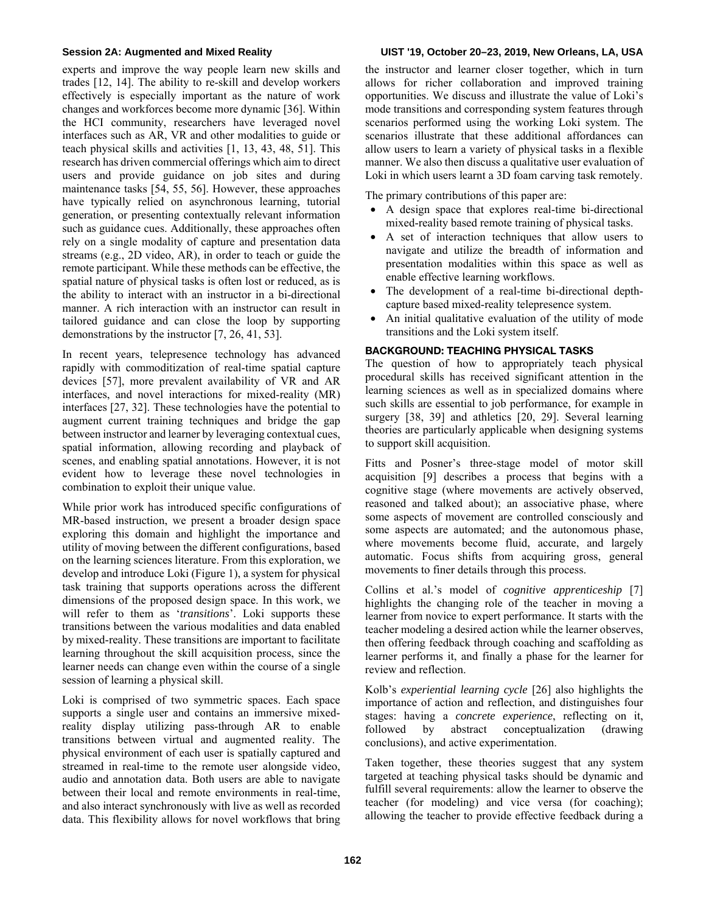experts and improve the way people learn new skills and trades [12, 14]. The ability to re-skill and develop workers effectively is especially important as the nature of work changes and workforces become more dynamic [36]. Within the HCI community, researchers have leveraged novel interfaces such as AR, VR and other modalities to guide or teach physical skills and activities [1, 13, 43, 48, 51]. This research has driven commercial offerings which aim to direct users and provide guidance on job sites and during maintenance tasks [54, 55, 56]. However, these approaches have typically relied on asynchronous learning, tutorial generation, or presenting contextually relevant information such as guidance cues. Additionally, these approaches often rely on a single modality of capture and presentation data streams (e.g., 2D video, AR), in order to teach or guide the remote participant. While these methods can be effective, the spatial nature of physical tasks is often lost or reduced, as is the ability to interact with an instructor in a bi-directional manner. A rich interaction with an instructor can result in tailored guidance and can close the loop by supporting demonstrations by the instructor [7, 26, 41, 53].

In recent years, telepresence technology has advanced rapidly with commoditization of real-time spatial capture devices [57], more prevalent availability of VR and AR interfaces, and novel interactions for mixed-reality (MR) interfaces [27, 32]. These technologies have the potential to augment current training techniques and bridge the gap between instructor and learner by leveraging contextual cues, spatial information, allowing recording and playback of scenes, and enabling spatial annotations. However, it is not evident how to leverage these novel technologies in combination to exploit their unique value.

While prior work has introduced specific configurations of MR-based instruction, we present a broader design space exploring this domain and highlight the importance and utility of moving between the different configurations, based on the learning sciences literature. From this exploration, we develop and introduce Loki (Figure 1), a system for physical task training that supports operations across the different dimensions of the proposed design space. In this work, we will refer to them as '*transitions*'. Loki supports these transitions between the various modalities and data enabled by mixed-reality. These transitions are important to facilitate learning throughout the skill acquisition process, since the learner needs can change even within the course of a single session of learning a physical skill.

Loki is comprised of two symmetric spaces. Each space supports a single user and contains an immersive mixed-reality display utilizing pass-through AR to enable transitions between virtual and augmented reality. The physical environment of each user is spatially captured and streamed in real-time to the remote user alongside video, audio and annotation data. Both users are able to navigate between their local and remote environments in real-time, and also interact synchronously with live as well as recorded data. This flexibility allows for novel workflows that bring the instructor and learner closer together, which in turn allows for richer collaboration and improved training opportunities. We discuss and illustrate the value of Loki's mode transitions and corresponding system features through scenarios performed using the working Loki system. The scenarios illustrate that these additional affordances can allow users to learn a variety of physical tasks in a flexible manner. We also then discuss a qualitative user evaluation of Loki in which users learnt a 3D foam carving task remotely.

The primary contributions of this paper are:

- A design space that explores real-time bi-directional mixed-reality based remote training of physical tasks.
- A set of interaction techniques that allow users to navigate and utilize the breadth of information and presentation modalities within this space as well as enable effective learning workflows.
- The development of a real-time bi-directional depth-capture based mixed-reality telepresence system.
- An initial qualitative evaluation of the utility of mode transitions and the Loki system itself.

## BACKGROUND: TEACHING PHYSICAL TASKS

The question of how to appropriately teach physical procedural skills has received significant attention in the learning sciences as well as in specialized domains where such skills are essential to job performance, for example in surgery [38, 39] and athletics [20, 29]. Several learning theories are particularly applicable when designing systems to support skill acquisition.

Fitts and Posner's three-stage model of motor skill acquisition [9] describes a process that begins with a cognitive stage (where movements are actively observed, reasoned and talked about); an associative phase, where some aspects of movement are controlled consciously and some aspects are automated; and the autonomous phase, where movements become fluid, accurate, and largely automatic. Focus shifts from acquiring gross, general movements to finer details through this process.

Collins et al.'s model of *cognitive apprenticeship* [7] highlights the changing role of the teacher in moving a learner from novice to expert performance. It starts with the teacher modeling a desired action while the learner observes, then offering feedback through coaching and scaffolding as learner performs it, and finally a phase for the learner for review and reflection.

Kolb's *experiential learning cycle* [26] also highlights the importance of action and reflection, and distinguishes four stages: having a *concrete experience*, reflecting on it, followed by abstract conceptualization (drawing conclusions), and active experimentation.

Taken together, these theories suggest that any system targeted at teaching physical tasks should be dynamic and fulfill several requirements: allow the learner to observe the teacher (for modeling) and vice versa (for coaching); allowing the teacher to provide effective feedback during a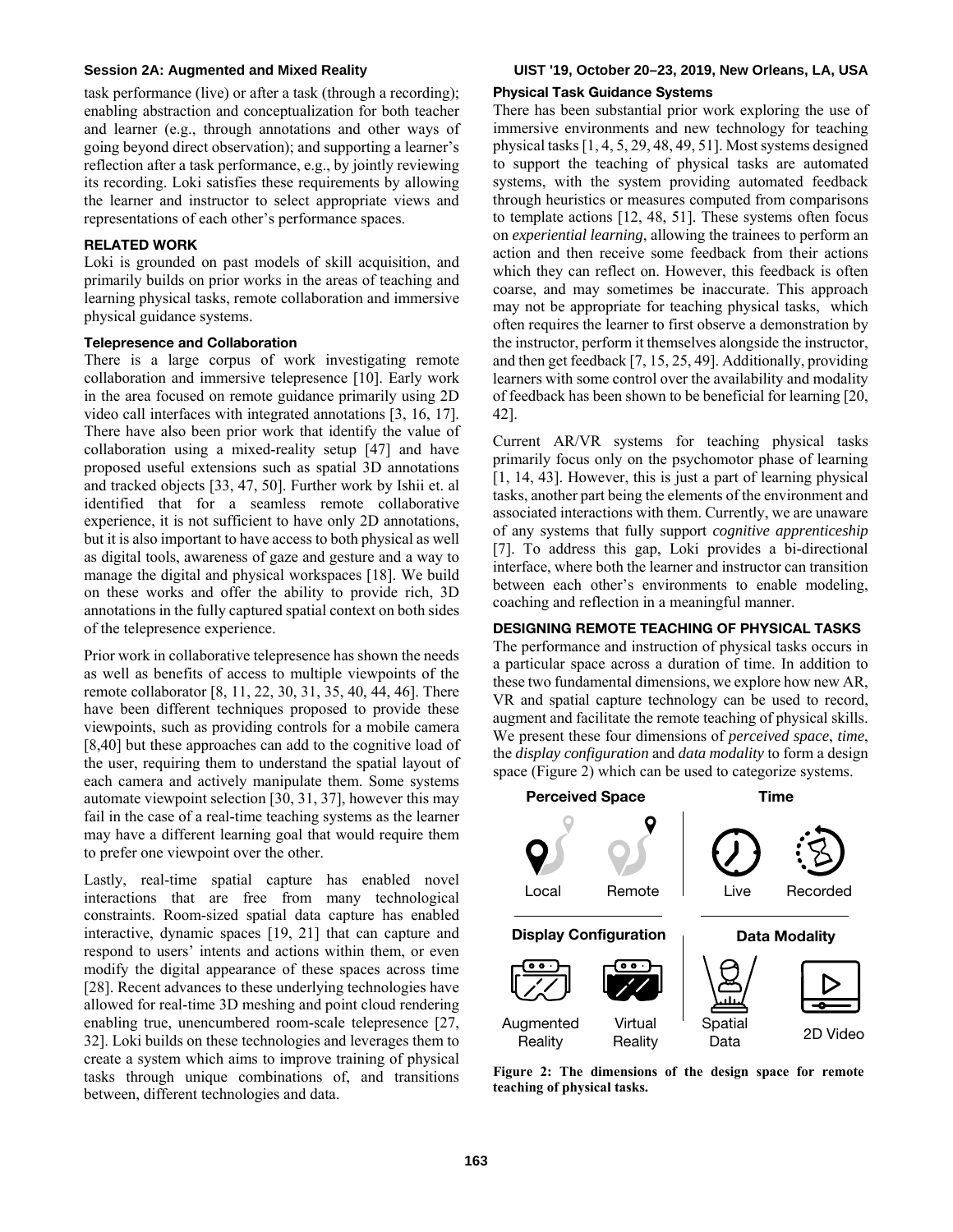task performance (live) or after a task (through a recording); enabling abstraction and conceptualization for both teacher and learner (e.g., through annotations and other ways of going beyond direct observation); and supporting a learner's reflection after a task performance, e.g., by jointly reviewing its recording. Loki satisfies these requirements by allowing the learner and instructor to select appropriate views and representations of each other's performance spaces.

## RELATED WORK

Loki is grounded on past models of skill acquisition, and primarily builds on prior works in the areas of teaching and learning physical tasks, remote collaboration and immersive physical guidance systems.

### Telepresence and Collaboration

There is a large corpus of work investigating remote collaboration and immersive telepresence [10]. Early work in the area focused on remote guidance primarily using 2D video call interfaces with integrated annotations [3, 16, 17]. There have also been prior work that identify the value of collaboration using a mixed-reality setup [47] and have proposed useful extensions such as spatial 3D annotations and tracked objects [33, 47, 50]. Further work by Ishii et. al identified that for a seamless remote collaborative experience, it is not sufficient to have only 2D annotations, but it is also important to have access to both physical as well as digital tools, awareness of gaze and gesture and a way to manage the digital and physical workspaces [18]. We build on these works and offer the ability to provide rich, 3D annotations in the fully captured spatial context on both sides of the telepresence experience.

Prior work in collaborative telepresence has shown the needs as well as benefits of access to multiple viewpoints of the remote collaborator [8, 11, 22, 30, 31, 35, 40, 44, 46]. There have been different techniques proposed to provide these viewpoints, such as providing controls for a mobile camera [8,40] but these approaches can add to the cognitive load of the user, requiring them to understand the spatial layout of each camera and actively manipulate them. Some systems automate viewpoint selection [30, 31, 37], however this may fail in the case of a real-time teaching systems as the learner may have a different learning goal that would require them to prefer one viewpoint over the other.

Lastly, real-time spatial capture has enabled novel interactions that are free from many technological constraints. Room-sized spatial data capture has enabled interactive, dynamic spaces [19, 21] that can capture and respond to users' intents and actions within them, or even modify the digital appearance of these spaces across time [28]. Recent advances to these underlying technologies have allowed for real-time 3D meshing and point cloud rendering enabling true, unencumbered room-scale telepresence [27, 32]. Loki builds on these technologies and leverages them to create a system which aims to improve training of physical tasks through unique combinations of, and transitions between, different technologies and data.

### Physical Task Guidance Systems

There has been substantial prior work exploring the use of immersive environments and new technology for teaching physical tasks [1, 4, 5, 29, 48, 49, 51]. Most systems designed to support the teaching of physical tasks are automated systems, with the system providing automated feedback through heuristics or measures computed from comparisons to template actions [12, 48, 51]. These systems often focus on *experiential learning*, allowing the trainees to perform an action and then receive some feedback from their actions which they can reflect on. However, this feedback is often coarse, and may sometimes be inaccurate. This approach may not be appropriate for teaching physical tasks, which often requires the learner to first observe a demonstration by the instructor, perform it themselves alongside the instructor, and then get feedback [7, 15, 25, 49]. Additionally, providing learners with some control over the availability and modality of feedback has been shown to be beneficial for learning [20, 42].

Current AR/VR systems for teaching physical tasks primarily focus only on the psychomotor phase of learning [1, 14, 43]. However, this is just a part of learning physical tasks, another part being the elements of the environment and associated interactions with them. Currently, we are unaware of any systems that fully support *cognitive apprenticeship* [7]. To address this gap, Loki provides a bi-directional interface, where both the learner and instructor can transition between each other's environments to enable modeling, coaching and reflection in a meaningful manner.

## DESIGNING REMOTE TEACHING OF PHYSICAL TASKS

The performance and instruction of physical tasks occurs in a particular space across a duration of time. In addition to these two fundamental dimensions, we explore how new AR, VR and spatial capture technology can be used to record, augment and facilitate the remote teaching of physical skills. We present these four dimensions of *perceived space*, *time*, the *display configuration* and *data modality* to form a design space (Figure 2) which can be used to categorize systems.

**Figure 2: The dimensions of the design space for remote teaching of physical tasks.**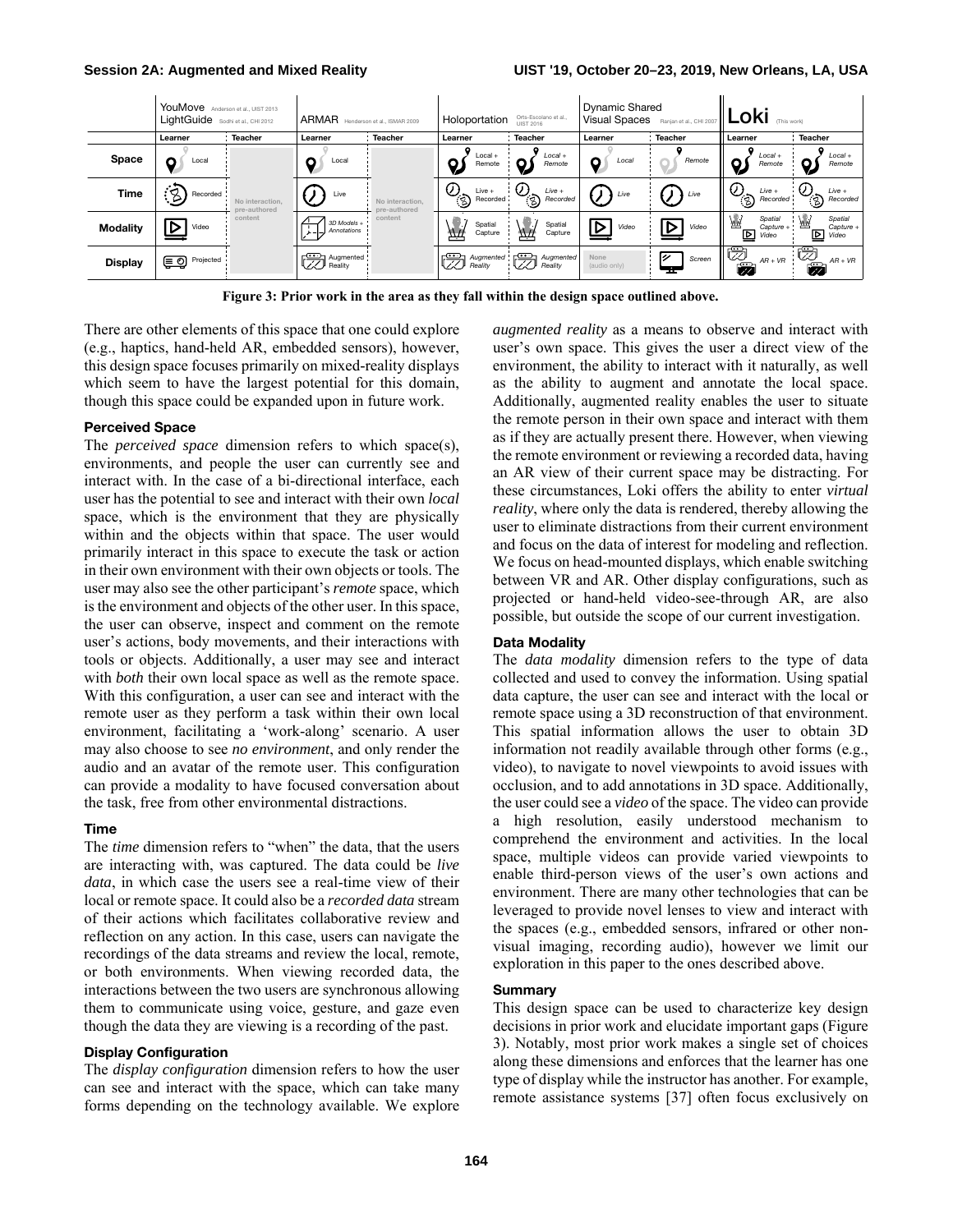| | YouMove Anderson et al., UIST 2013 LightGuide Sodhi et al., CHI 2012 | | ARMAR Henderson et al., ISMAR 2009 | | Holoportation Orts-Escolano et al., UIST 2016 | | Dynamic Shared Visual Spaces Ranjan et al., CHI 2007 | | Loki (This work) | |
|---|---|---|---|---|---|---|---|---|---|---|
| | Learner | Teacher | Learner | Teacher | Learner | Teacher | Learner | Teacher | Learner | Teacher |
| **Space** | Local | No interaction, pre-authored content | Local | No interaction, pre-authored content | Local + Remote | Local + Remote | Local | Remote | Local + Remote | Local + Remote |
| **Time** | Recorded | | Live | | Live + Recorded | Live + Recorded | Live | Live | Live + Recorded | Live + Recorded |
| **Modality** | Video | | 3D Models + Annotations | | Spatial Capture | Spatial Capture | Video | Video | Spatial Capture + Video | Spatial Capture + Video |
| **Display** | Projected | | Augmented Reality | | Augmented Reality | Augmented Reality | None (audio only) | Screen | AR + VR | AR + VR |

**Figure 3: Prior work in the area as they fall within the design space outlined above.**

There are other elements of this space that one could explore (e.g., haptics, hand-held AR, embedded sensors), however, this design space focuses primarily on mixed-reality displays which seem to have the largest potential for this domain, though this space could be expanded upon in future work.

### Perceived Space

The *perceived space* dimension refers to which space(s), environments, and people the user can currently see and interact with. In the case of a bi-directional interface, each user has the potential to see and interact with their own *local* space, which is the environment that they are physically within and the objects within that space. The user would primarily interact in this space to execute the task or action in their own environment with their own objects or tools. The user may also see the other participant's *remote* space, which is the environment and objects of the other user. In this space, the user can observe, inspect and comment on the remote user's actions, body movements, and their interactions with tools or objects. Additionally, a user may see and interact with *both* their own local space as well as the remote space. With this configuration, a user can see and interact with the remote user as they perform a task within their own local environment, facilitating a 'work-along' scenario. A user may also choose to see *no environment*, and only render the audio and an avatar of the remote user. This configuration can provide a modality to have focused conversation about the task, free from other environmental distractions.

### Time

The *time* dimension refers to "when" the data, that the users are interacting with, was captured. The data could be *live data*, in which case the users see a real-time view of their local or remote space. It could also be a *recorded data* stream of their actions which facilitates collaborative review and reflection on any action. In this case, users can navigate the recordings of the data streams and review the local, remote, or both environments. When viewing recorded data, the interactions between the two users are synchronous allowing them to communicate using voice, gesture, and gaze even though the data they are viewing is a recording of the past.

### Display Configuration

The *display configuration* dimension refers to how the user can see and interact with the space, which can take many forms depending on the technology available. We explore *augmented reality* as a means to observe and interact with user's own space. This gives the user a direct view of the environment, the ability to interact with it naturally, as well as the ability to augment and annotate the local space. Additionally, augmented reality enables the user to situate the remote person in their own space and interact with them as if they are actually present there. However, when viewing the remote environment or reviewing a recorded data, having an AR view of their current space may be distracting. For these circumstances, Loki offers the ability to enter *virtual reality*, where only the data is rendered, thereby allowing the user to eliminate distractions from their current environment and focus on the data of interest for modeling and reflection. We focus on head-mounted displays, which enable switching between VR and AR. Other display configurations, such as projected or hand-held video-see-through AR, are also possible, but outside the scope of our current investigation.

### Data Modality

The *data modality* dimension refers to the type of data collected and used to convey the information. Using spatial data capture, the user can see and interact with the local or remote space using a 3D reconstruction of that environment. This spatial information allows the user to obtain 3D information not readily available through other forms (e.g., video), to navigate to novel viewpoints to avoid issues with occlusion, and to add annotations in 3D space. Additionally, the user could see a *video* of the space. The video can provide a high resolution, easily understood mechanism to comprehend the environment and activities. In the local space, multiple videos can provide varied viewpoints to enable third-person views of the user's own actions and environment. There are many other technologies that can be leveraged to provide novel lenses to view and interact with the spaces (e.g., embedded sensors, infrared or other non-visual imaging, recording audio), however we limit our exploration in this paper to the ones described above.

### Summary

This design space can be used to characterize key design decisions in prior work and elucidate important gaps (Figure 3). Notably, most prior work makes a single set of choices along these dimensions and enforces that the learner has one type of display while the instructor has another. For example, remote assistance systems [37] often focus exclusively on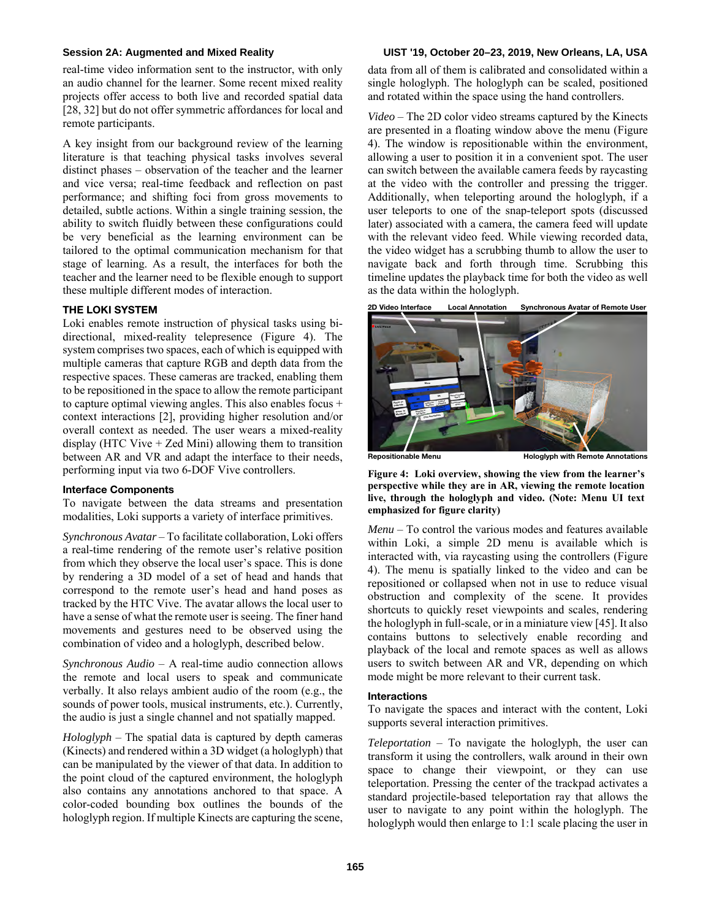real-time video information sent to the instructor, with only an audio channel for the learner. Some recent mixed reality projects offer access to both live and recorded spatial data [28, 32] but do not offer symmetric affordances for local and remote participants.

A key insight from our background review of the learning literature is that teaching physical tasks involves several distinct phases – observation of the teacher and the learner and vice versa; real-time feedback and reflection on past performance; and shifting foci from gross movements to detailed, subtle actions. Within a single training session, the ability to switch fluidly between these configurations could be very beneficial as the learning environment can be tailored to the optimal communication mechanism for that stage of learning. As a result, the interfaces for both the teacher and the learner need to be flexible enough to support these multiple different modes of interaction.

## THE LOKI SYSTEM

Loki enables remote instruction of physical tasks using bi-directional, mixed-reality telepresence (Figure 4). The system comprises two spaces, each of which is equipped with multiple cameras that capture RGB and depth data from the respective spaces. These cameras are tracked, enabling them to be repositioned in the space to allow the remote participant to capture optimal viewing angles. This also enables focus + context interactions [2], providing higher resolution and/or overall context as needed. The user wears a mixed-reality display (HTC Vive + Zed Mini) allowing them to transition between AR and VR and adapt the interface to their needs, performing input via two 6-DOF Vive controllers.

### Interface Components

To navigate between the data streams and presentation modalities, Loki supports a variety of interface primitives.

*Synchronous Avatar* – To facilitate collaboration, Loki offers a real-time rendering of the remote user's relative position from which they observe the local user's space. This is done by rendering a 3D model of a set of head and hands that correspond to the remote user's head and hand poses as tracked by the HTC Vive. The avatar allows the local user to have a sense of what the remote user is seeing. The finer hand movements and gestures need to be observed using the combination of video and a hologlyph, described below.

*Synchronous Audio* – A real-time audio connection allows the remote and local users to speak and communicate verbally. It also relays ambient audio of the room (e.g., the sounds of power tools, musical instruments, etc.). Currently, the audio is just a single channel and not spatially mapped.

*Hologlyph* – The spatial data is captured by depth cameras (Kinects) and rendered within a 3D widget (a hologlyph) that can be manipulated by the viewer of that data. In addition to the point cloud of the captured environment, the hologlyph also contains any annotations anchored to that space. A color-coded bounding box outlines the bounds of the hologlyph region. If multiple Kinects are capturing the scene, data from all of them is calibrated and consolidated within a single hologlyph. The hologlyph can be scaled, positioned and rotated within the space using the hand controllers.

*Video* – The 2D color video streams captured by the Kinects are presented in a floating window above the menu (Figure 4). The window is repositionable within the environment, allowing a user to position it in a convenient spot. The user can switch between the available camera feeds by raycasting at the video with the controller and pressing the trigger. Additionally, when teleporting around the hologlyph, if a user teleports to one of the snap-teleport spots (discussed later) associated with a camera, the camera feed will update with the relevant video feed. While viewing recorded data, the video widget has a scrubbing thumb to allow the user to navigate back and forth through time. Scrubbing this timeline updates the playback time for both the video as well as the data within the hologlyph.

2D Video Interface | Local Annotation | Synchronous Avatar of Remote User | Repositionable Menu | Hologlyph with Remote Annotations

**Figure 4: Loki overview, showing the view from the learner's perspective while they are in AR, viewing the remote location live, through the hologlyph and video. (Note: Menu UI text emphasized for figure clarity)**

*Menu* – To control the various modes and features available within Loki, a simple 2D menu is available which is interacted with, via raycasting using the controllers (Figure 4). The menu is spatially linked to the video and can be repositioned or collapsed when not in use to reduce visual obstruction and complexity of the scene. It provides shortcuts to quickly reset viewpoints and scales, rendering the hologlyph in full-scale, or in a miniature view [45]. It also contains buttons to selectively enable recording and playback of the local and remote spaces as well as allows users to switch between AR and VR, depending on which mode might be more relevant to their current task.

### Interactions

To navigate the spaces and interact with the content, Loki supports several interaction primitives.

*Teleportation* – To navigate the hologlyph, the user can transform it using the controllers, walk around in their own space to change their viewpoint, or they can use teleportation. Pressing the center of the trackpad activates a standard projectile-based teleportation ray that allows the user to navigate to any point within the hologlyph. The hologlyph would then enlarge to 1:1 scale placing the user in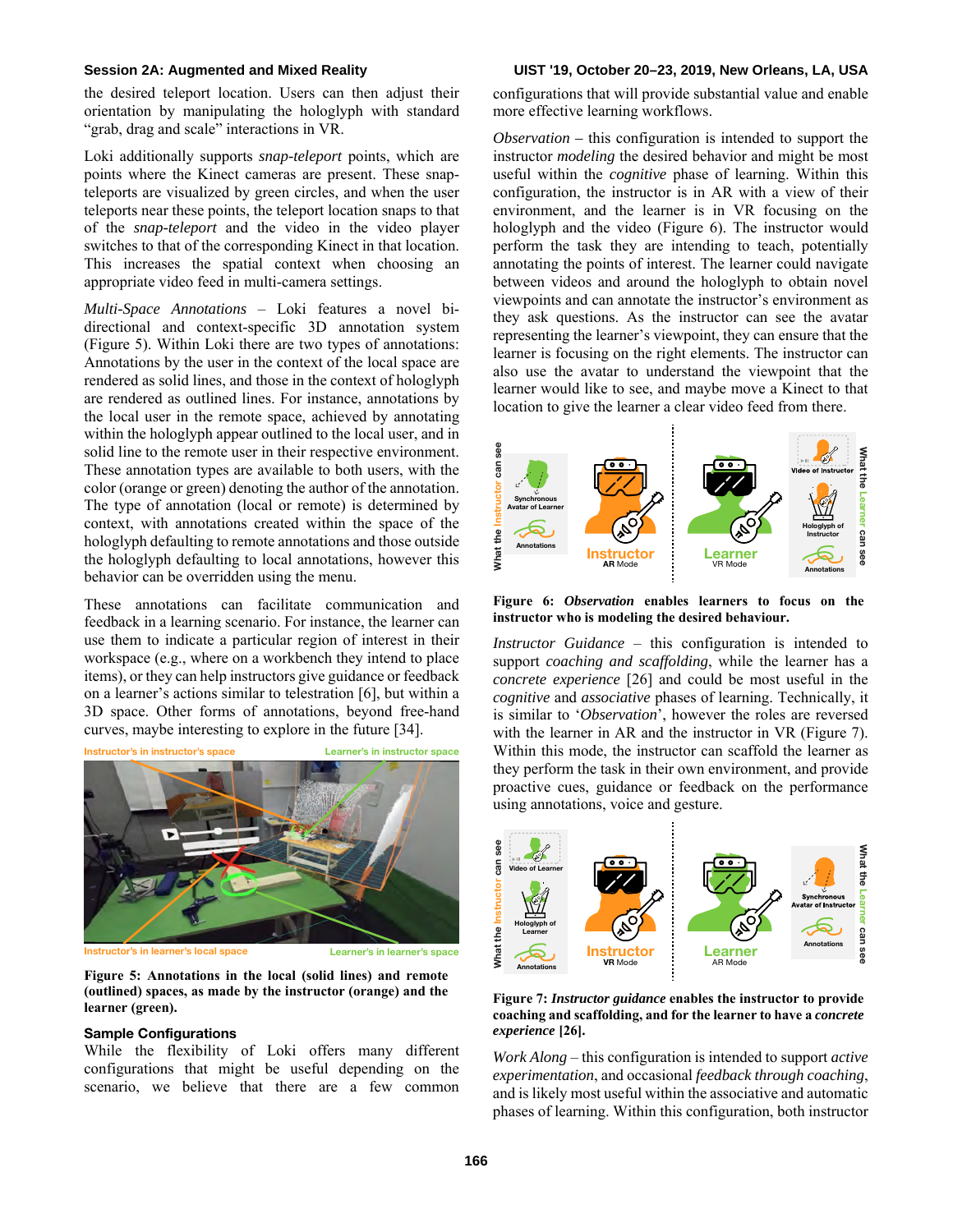the desired teleport location. Users can then adjust their orientation by manipulating the hologlyph with standard "grab, drag and scale" interactions in VR.

Loki additionally supports *snap-teleport* points, which are points where the Kinect cameras are present. These snap-teleports are visualized by green circles, and when the user teleports near these points, the teleport location snaps to that of the *snap-teleport* and the video in the video player switches to that of the corresponding Kinect in that location. This increases the spatial context when choosing an appropriate video feed in multi-camera settings.

*Multi-Space Annotations* – Loki features a novel bi-directional and context-specific 3D annotation system (Figure 5). Within Loki there are two types of annotations: Annotations by the user in the context of the local space are rendered as solid lines, and those in the context of hologlyph are rendered as outlined lines. For instance, annotations by the local user in the remote space, achieved by annotating within the hologlyph appear outlined to the local user, and in solid line to the remote user in their respective environment. These annotation types are available to both users, with the color (orange or green) denoting the author of the annotation. The type of annotation (local or remote) is determined by context, with annotations created within the space of the hologlyph defaulting to remote annotations and those outside the hologlyph defaulting to local annotations, however this behavior can be overridden using the menu.

These annotations can facilitate communication and feedback in a learning scenario. For instance, the learner can use them to indicate a particular region of interest in their workspace (e.g., where on a workbench they intend to place items), or they can help instructors give guidance or feedback on a learner's actions similar to telestration [6], but within a 3D space. Other forms of annotations, beyond free-hand curves, maybe interesting to explore in the future [34].

Figure 5: Annotations in the local (solid lines) and remote (outlined) spaces, as made by the instructor (orange) and the learner (green).

## Sample Configurations

While the flexibility of Loki offers many different configurations that might be useful depending on the scenario, we believe that there are a few common configurations that will provide substantial value and enable more effective learning workflows.

*Observation* – this configuration is intended to support the instructor *modeling* the desired behavior and might be most useful within the *cognitive* phase of learning. Within this configuration, the instructor is in AR with a view of their environment, and the learner is in VR focusing on the hologlyph and the video (Figure 6). The instructor would perform the task they are intending to teach, potentially annotating the points of interest. The learner could navigate between videos and around the hologlyph to obtain novel viewpoints and can annotate the instructor's environment as they ask questions. As the instructor can see the avatar representing the learner's viewpoint, they can ensure that the learner is focusing on the right elements. The instructor can also use the avatar to understand the viewpoint that the learner would like to see, and maybe move a Kinect to that location to give the learner a clear video feed from there.

**Figure 6: *Observation* enables learners to focus on the instructor who is modeling the desired behaviour.**

*Instructor Guidance* – this configuration is intended to support *coaching and scaffolding*, while the learner has a *concrete experience* [26] and could be most useful in the *cognitive* and *associative* phases of learning. Technically, it is similar to '*Observation*', however the roles are reversed with the learner in AR and the instructor in VR (Figure 7). Within this mode, the instructor can scaffold the learner as they perform the task in their own environment, and provide proactive cues, guidance or feedback on the performance using annotations, voice and gesture.

**Figure 7: *Instructor guidance* enables the instructor to provide coaching and scaffolding, and for the learner to have a *concrete experience* [26].**

*Work Along* – this configuration is intended to support *active experimentation*, and occasional *feedback through coaching*, and is likely most useful within the associative and automatic phases of learning. Within this configuration, both instructor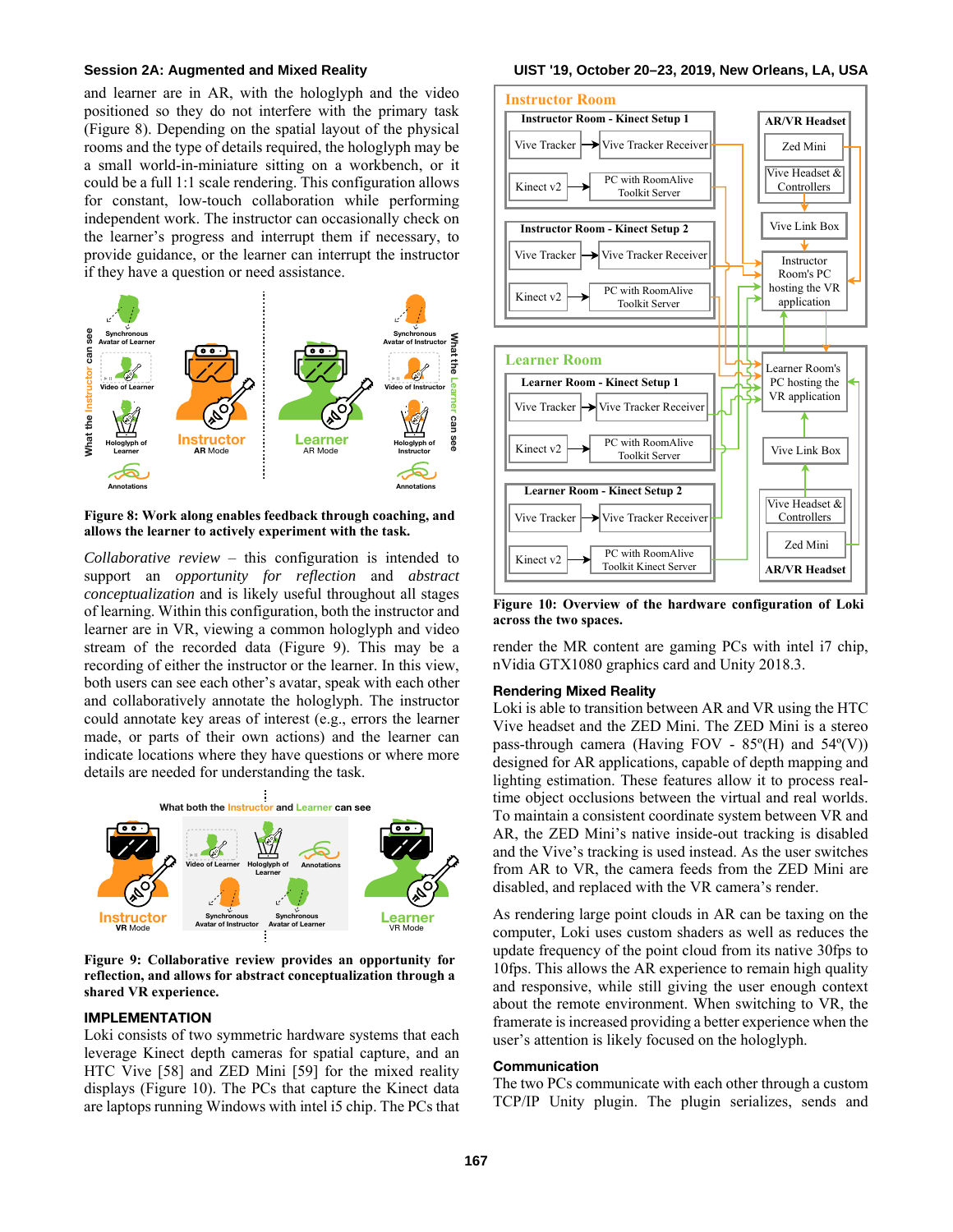and learner are in AR, with the hologlyph and the video positioned so they do not interfere with the primary task (Figure 8). Depending on the spatial layout of the physical rooms and the type of details required, the hologlyph may be a small world-in-miniature sitting on a workbench, or it could be a full 1:1 scale rendering. This configuration allows for constant, low-touch collaboration while performing independent work. The instructor can occasionally check on the learner's progress and interrupt them if necessary, to provide guidance, or the learner can interrupt the instructor if they have a question or need assistance.

**Figure 8: Work along enables feedback through coaching, and allows the learner to actively experiment with the task.**

*Collaborative review* – this configuration is intended to support an *opportunity for reflection* and *abstract conceptualization* and is likely useful throughout all stages of learning. Within this configuration, both the instructor and learner are in VR, viewing a common hologlyph and video stream of the recorded data (Figure 9). This may be a recording of either the instructor or the learner. In this view, both users can see each other's avatar, speak with each other and collaboratively annotate the hologlyph. The instructor could annotate key areas of interest (e.g., errors the learner made, or parts of their own actions) and the learner can indicate locations where they have questions or where more details are needed for understanding the task.

**Figure 9: Collaborative review provides an opportunity for reflection, and allows for abstract conceptualization through a shared VR experience.**

## IMPLEMENTATION

Loki consists of two symmetric hardware systems that each leverage Kinect depth cameras for spatial capture, and an HTC Vive [58] and ZED Mini [59] for the mixed reality displays (Figure 10). The PCs that capture the Kinect data are laptops running Windows with intel i5 chip. The PCs that render the MR content are gaming PCs with intel i7 chip, nVidia GTX1080 graphics card and Unity 2018.3.

**Figure 10: Overview of the hardware configuration of Loki across the two spaces.**

### Rendering Mixed Reality

Loki is able to transition between AR and VR using the HTC Vive headset and the ZED Mini. The ZED Mini is a stereo pass-through camera (Having FOV - 85º(H) and 54º(V)) designed for AR applications, capable of depth mapping and lighting estimation. These features allow it to process real-time object occlusions between the virtual and real worlds. To maintain a consistent coordinate system between VR and AR, the ZED Mini's native inside-out tracking is disabled and the Vive's tracking is used instead. As the user switches from AR to VR, the camera feeds from the ZED Mini are disabled, and replaced with the VR camera's render.

As rendering large point clouds in AR can be taxing on the computer, Loki uses custom shaders as well as reduces the update frequency of the point cloud from its native 30fps to 10fps. This allows the AR experience to remain high quality and responsive, while still giving the user enough context about the remote environment. When switching to VR, the framerate is increased providing a better experience when the user's attention is likely focused on the hologlyph.

### Communication

The two PCs communicate with each other through a custom TCP/IP Unity plugin. The plugin serializes, sends and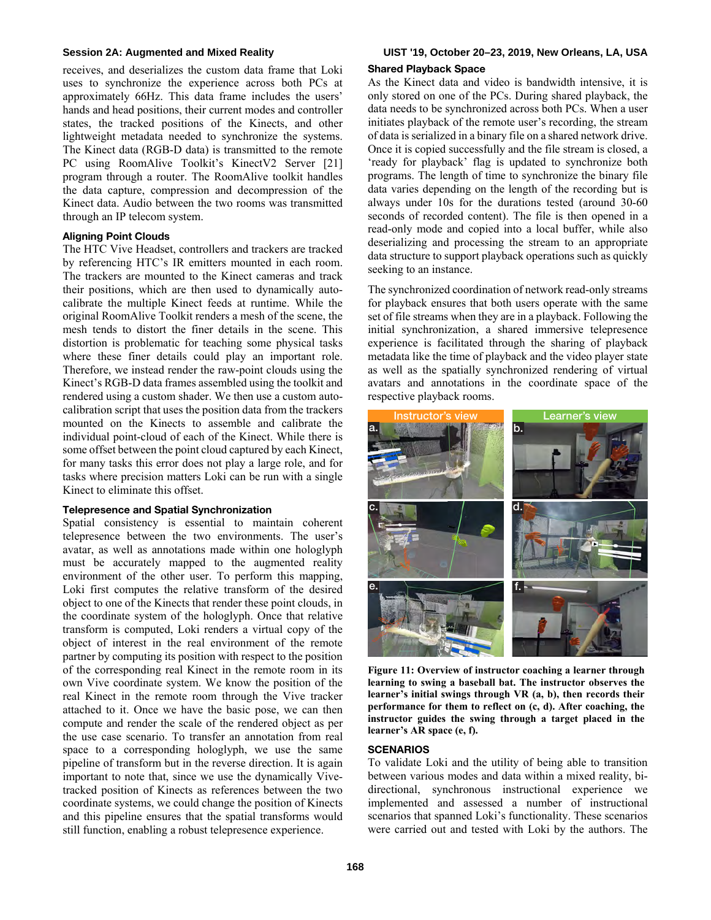receives, and deserializes the custom data frame that Loki uses to synchronize the experience across both PCs at approximately 66Hz. This data frame includes the users' hands and head positions, their current modes and controller states, the tracked positions of the Kinects, and other lightweight metadata needed to synchronize the systems. The Kinect data (RGB-D data) is transmitted to the remote PC using RoomAlive Toolkit's KinectV2 Server [21] program through a router. The RoomAlive toolkit handles the data capture, compression and decompression of the Kinect data. Audio between the two rooms was transmitted through an IP telecom system.

### Aligning Point Clouds

The HTC Vive Headset, controllers and trackers are tracked by referencing HTC's IR emitters mounted in each room. The trackers are mounted to the Kinect cameras and track their positions, which are then used to dynamically auto-calibrate the multiple Kinect feeds at runtime. While the original RoomAlive Toolkit renders a mesh of the scene, the mesh tends to distort the finer details in the scene. This distortion is problematic for teaching some physical tasks where these finer details could play an important role. Therefore, we instead render the raw-point clouds using the Kinect's RGB-D data frames assembled using the toolkit and rendered using a custom shader. We then use a custom auto-calibration script that uses the position data from the trackers mounted on the Kinects to assemble and calibrate the individual point-cloud of each of the Kinect. While there is some offset between the point cloud captured by each Kinect, for many tasks this error does not play a large role, and for tasks where precision matters Loki can be run with a single Kinect to eliminate this offset.

### Telepresence and Spatial Synchronization

Spatial consistency is essential to maintain coherent telepresence between the two environments. The user's avatar, as well as annotations made within one hologlyph must be accurately mapped to the augmented reality environment of the other user. To perform this mapping, Loki first computes the relative transform of the desired object to one of the Kinects that render these point clouds, in the coordinate system of the hologlyph. Once that relative transform is computed, Loki renders a virtual copy of the object of interest in the real environment of the remote partner by computing its position with respect to the position of the corresponding real Kinect in the remote room in its own Vive coordinate system. We know the position of the real Kinect in the remote room through the Vive tracker attached to it. Once we have the basic pose, we can then compute and render the scale of the rendered object as per the use case scenario. To transfer an annotation from real space to a corresponding hologlyph, we use the same pipeline of transform but in the reverse direction. It is again important to note that, since we use the dynamically Vive-tracked position of Kinects as references between the two coordinate systems, we could change the position of Kinects and this pipeline ensures that the spatial transforms would still function, enabling a robust telepresence experience.

### Shared Playback Space

As the Kinect data and video is bandwidth intensive, it is only stored on one of the PCs. During shared playback, the data needs to be synchronized across both PCs. When a user initiates playback of the remote user's recording, the stream of data is serialized in a binary file on a shared network drive. Once it is copied successfully and the file stream is closed, a 'ready for playback' flag is updated to synchronize both programs. The length of time to synchronize the binary file data varies depending on the length of the recording but is always under 10s for the durations tested (around 30-60 seconds of recorded content). The file is then opened in a read-only mode and copied into a local buffer, while also deserializing and processing the stream to an appropriate data structure to support playback operations such as quickly seeking to an instance.

The synchronized coordination of network read-only streams for playback ensures that both users operate with the same set of file streams when they are in a playback. Following the initial synchronization, a shared immersive telepresence experience is facilitated through the sharing of playback metadata like the time of playback and the video player state as well as the spatially synchronized rendering of virtual avatars and annotations in the coordinate space of the respective playback rooms.

**Figure 11: Overview of instructor coaching a learner through learning to swing a baseball bat. The instructor observes the learner's initial swings through VR (a, b), then records their performance for them to reflect on (c, d). After coaching, the instructor guides the swing through a target placed in the learner's AR space (e, f).**

## SCENARIOS

To validate Loki and the utility of being able to transition between various modes and data within a mixed reality, bi-directional, synchronous instructional experience we implemented and assessed a number of instructional scenarios that spanned Loki's functionality. These scenarios were carried out and tested with Loki by the authors. The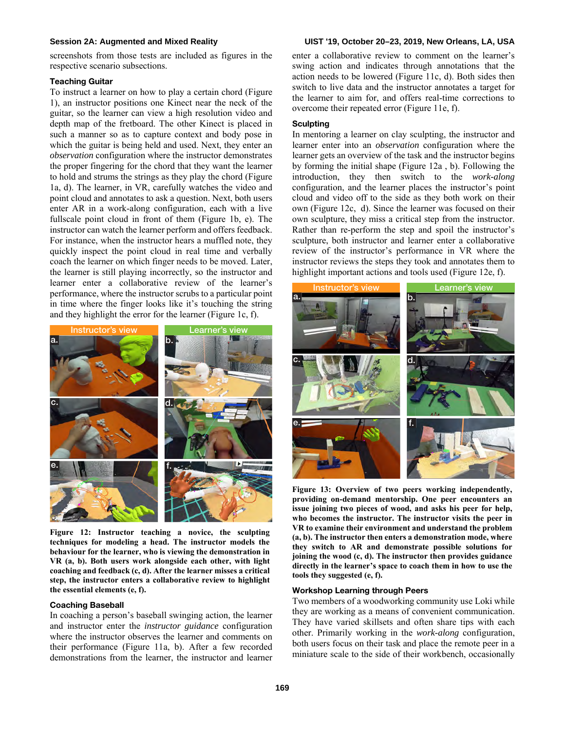screenshots from those tests are included as figures in the respective scenario subsections.

### Teaching Guitar

To instruct a learner on how to play a certain chord (Figure 1), an instructor positions one Kinect near the neck of the guitar, so the learner can view a high resolution video and depth map of the fretboard. The other Kinect is placed in such a manner so as to capture context and body pose in which the guitar is being held and used. Next, they enter an *observation* configuration where the instructor demonstrates the proper fingering for the chord that they want the learner to hold and strums the strings as they play the chord (Figure 1a, d). The learner, in VR, carefully watches the video and point cloud and annotates to ask a question. Next, both users enter AR in a work-along configuration, each with a live fullscale point cloud in front of them (Figure 1b, e). The instructor can watch the learner perform and offers feedback. For instance, when the instructor hears a muffled note, they quickly inspect the point cloud in real time and verbally coach the learner on which finger needs to be moved. Later, the learner is still playing incorrectly, so the instructor and learner enter a collaborative review of the learner's performance, where the instructor scrubs to a particular point in time where the finger looks like it's touching the string and they highlight the error for the learner (Figure 1c, f).

**Figure 12: Instructor teaching a novice, the sculpting techniques for modeling a head. The instructor models the behaviour for the learner, who is viewing the demonstration in VR (a, b). Both users work alongside each other, with light coaching and feedback (c, d). After the learner misses a critical step, the instructor enters a collaborative review to highlight the essential elements (e, f).**

### Coaching Baseball

In coaching a person's baseball swinging action, the learner and instructor enter the *instructor guidance* configuration where the instructor observes the learner and comments on their performance (Figure 11a, b). After a few recorded demonstrations from the learner, the instructor and learner enter a collaborative review to comment on the learner's swing action and indicates through annotations that the action needs to be lowered (Figure 11c, d). Both sides then switch to live data and the instructor annotates a target for the learner to aim for, and offers real-time corrections to overcome their repeated error (Figure 11e, f).

### Sculpting

In mentoring a learner on clay sculpting, the instructor and learner enter into an *observation* configuration where the learner gets an overview of the task and the instructor begins by forming the initial shape (Figure 12a , b). Following the introduction, they then switch to the *work-along* configuration, and the learner places the instructor's point cloud and video off to the side as they both work on their own (Figure 12c, d). Since the learner was focused on their own sculpture, they miss a critical step from the instructor. Rather than re-perform the step and spoil the instructor's sculpture, both instructor and learner enter a collaborative review of the instructor's performance in VR where the instructor reviews the steps they took and annotates them to highlight important actions and tools used (Figure 12e, f).

**Figure 13: Overview of two peers working independently, providing on-demand mentorship. One peer encounters an issue joining two pieces of wood, and asks his peer for help, who becomes the instructor. The instructor visits the peer in VR to examine their environment and understand the problem (a, b). The instructor then enters a demonstration mode, where they switch to AR and demonstrate possible solutions for joining the wood (c, d). The instructor then provides guidance directly in the learner's space to coach them in how to use the tools they suggested (e, f).**

### Workshop Learning through Peers

Two members of a woodworking community use Loki while they are working as a means of convenient communication. They have varied skillsets and often share tips with each other. Primarily working in the *work-along* configuration, both users focus on their task and place the remote peer in a miniature scale to the side of their workbench, occasionally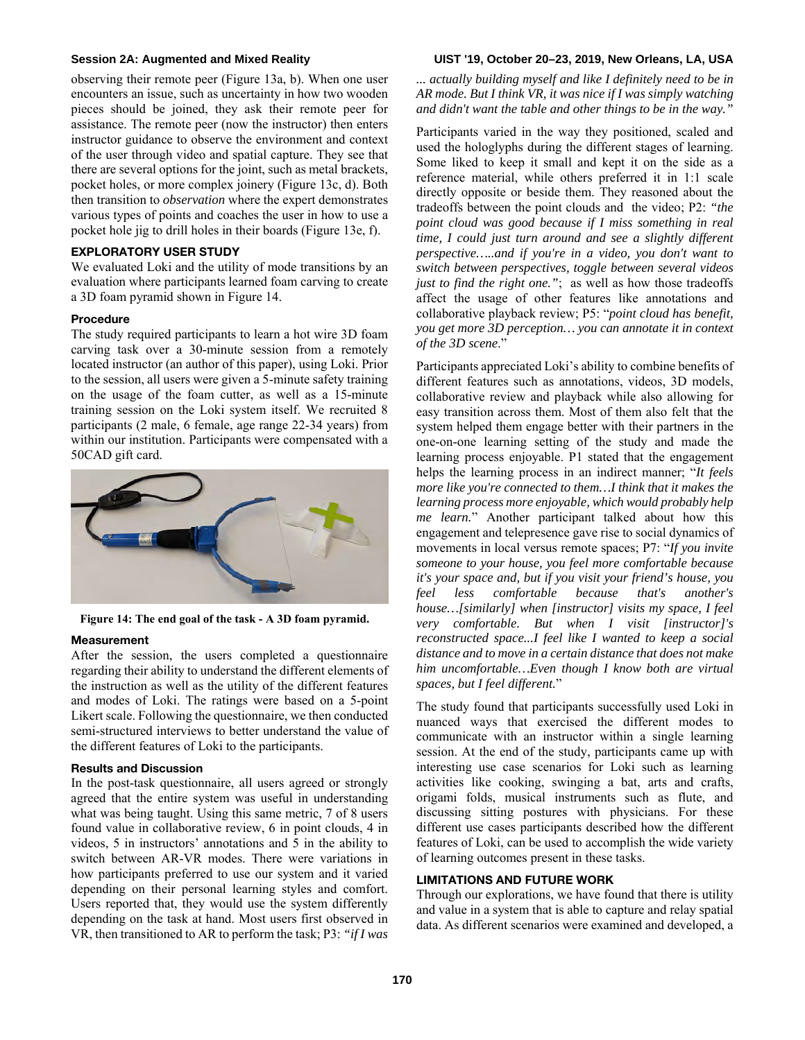observing their remote peer (Figure 13a, b). When one user encounters an issue, such as uncertainty in how two wooden pieces should be joined, they ask their remote peer for assistance. The remote peer (now the instructor) then enters instructor guidance to observe the environment and context of the user through video and spatial capture. They see that there are several options for the joint, such as metal brackets, pocket holes, or more complex joinery (Figure 13c, d). Both then transition to *observation* where the expert demonstrates various types of points and coaches the user in how to use a pocket hole jig to drill holes in their boards (Figure 13e, f).

## EXPLORATORY USER STUDY

We evaluated Loki and the utility of mode transitions by an evaluation where participants learned foam carving to create a 3D foam pyramid shown in Figure 14.

### Procedure

The study required participants to learn a hot wire 3D foam carving task over a 30-minute session from a remotely located instructor (an author of this paper), using Loki. Prior to the session, all users were given a 5-minute safety training on the usage of the foam cutter, as well as a 15-minute training session on the Loki system itself. We recruited 8 participants (2 male, 6 female, age range 22-34 years) from within our institution. Participants were compensated with a 50CAD gift card.

**Figure 14: The end goal of the task - A 3D foam pyramid.**

### Measurement

After the session, the users completed a questionnaire regarding their ability to understand the different elements of the instruction as well as the utility of the different features and modes of Loki. The ratings were based on a 5-point Likert scale. Following the questionnaire, we then conducted semi-structured interviews to better understand the value of the different features of Loki to the participants.

### Results and Discussion

In the post-task questionnaire, all users agreed or strongly agreed that the entire system was useful in understanding what was being taught. Using this same metric, 7 of 8 users found value in collaborative review, 6 in point clouds, 4 in videos, 5 in instructors' annotations and 5 in the ability to switch between AR-VR modes. There were variations in how participants preferred to use our system and it varied depending on their personal learning styles and comfort. Users reported that, they would use the system differently depending on the task at hand. Most users first observed in VR, then transitioned to AR to perform the task; P3: *"if I was ... actually building myself and like I definitely need to be in AR mode. But I think VR, it was nice if I was simply watching and didn't want the table and other things to be in the way."*

Participants varied in the way they positioned, scaled and used the hologlyphs during the different stages of learning. Some liked to keep it small and kept it on the side as a reference material, while others preferred it in 1:1 scale directly opposite or beside them. They reasoned about the tradeoffs between the point clouds and the video; P2: *"the point cloud was good because if I miss something in real time, I could just turn around and see a slightly different perspective…..and if you're in a video, you don't want to switch between perspectives, toggle between several videos just to find the right one."*; as well as how those tradeoffs affect the usage of other features like annotations and collaborative playback review; P5: "*point cloud has benefit, you get more 3D perception… you can annotate it in context of the 3D scene.*"

Participants appreciated Loki's ability to combine benefits of different features such as annotations, videos, 3D models, collaborative review and playback while also allowing for easy transition across them. Most of them also felt that the system helped them engage better with their partners in the one-on-one learning setting of the study and made the learning process enjoyable. P1 stated that the engagement helps the learning process in an indirect manner; "*It feels more like you're connected to them…I think that it makes the learning process more enjoyable, which would probably help me learn.*" Another participant talked about how this engagement and telepresence gave rise to social dynamics of movements in local versus remote spaces; P7: "*If you invite someone to your house, you feel more comfortable because it's your space and, but if you visit your friend's house, you feel less comfortable because that's another's house…[similarly] when [instructor] visits my space, I feel very comfortable. But when I visit [instructor]'s reconstructed space...I feel like I wanted to keep a social distance and to move in a certain distance that does not make him uncomfortable…Even though I know both are virtual spaces, but I feel different.*"

The study found that participants successfully used Loki in nuanced ways that exercised the different modes to communicate with an instructor within a single learning session. At the end of the study, participants came up with interesting use case scenarios for Loki such as learning activities like cooking, swinging a bat, arts and crafts, origami folds, musical instruments such as flute, and discussing sitting postures with physicians. For these different use cases participants described how the different features of Loki, can be used to accomplish the wide variety of learning outcomes present in these tasks.

## LIMITATIONS AND FUTURE WORK

Through our explorations, we have found that there is utility and value in a system that is able to capture and relay spatial data. As different scenarios were examined and developed, a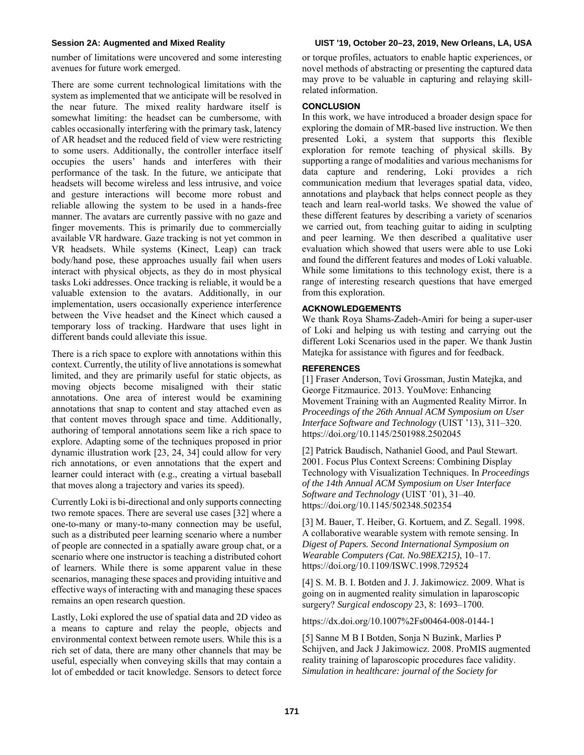number of limitations were uncovered and some interesting avenues for future work emerged.

There are some current technological limitations with the system as implemented that we anticipate will be resolved in the near future. The mixed reality hardware itself is somewhat limiting: the headset can be cumbersome, with cables occasionally interfering with the primary task, latency of AR headset and the reduced field of view were restricting to some users. Additionally, the controller interface itself occupies the users' hands and interferes with their performance of the task. In the future, we anticipate that headsets will become wireless and less intrusive, and voice and gesture interactions will become more robust and reliable allowing the system to be used in a hands-free manner. The avatars are currently passive with no gaze and finger movements. This is primarily due to commercially available VR hardware. Gaze tracking is not yet common in VR headsets. While systems (Kinect, Leap) can track body/hand pose, these approaches usually fail when users interact with physical objects, as they do in most physical tasks Loki addresses. Once tracking is reliable, it would be a valuable extension to the avatars. Additionally, in our implementation, users occasionally experience interference between the Vive headset and the Kinect which caused a temporary loss of tracking. Hardware that uses light in different bands could alleviate this issue.

There is a rich space to explore with annotations within this context. Currently, the utility of live annotations is somewhat limited, and they are primarily useful for static objects, as moving objects become misaligned with their static annotations. One area of interest would be examining annotations that snap to content and stay attached even as that content moves through space and time. Additionally, authoring of temporal annotations seem like a rich space to explore. Adapting some of the techniques proposed in prior dynamic illustration work [23, 24, 34] could allow for very rich annotations, or even annotations that the expert and learner could interact with (e.g., creating a virtual baseball that moves along a trajectory and varies its speed).

Currently Loki is bi-directional and only supports connecting two remote spaces. There are several use cases [32] where a one-to-many or many-to-many connection may be useful, such as a distributed peer learning scenario where a number of people are connected in a spatially aware group chat, or a scenario where one instructor is teaching a distributed cohort of learners. While there is some apparent value in these scenarios, managing these spaces and providing intuitive and effective ways of interacting with and managing these spaces remains an open research question.

Lastly, Loki explored the use of spatial data and 2D video as a means to capture and relay the people, objects and environmental context between remote users. While this is a rich set of data, there are many other channels that may be useful, especially when conveying skills that may contain a lot of embedded or tacit knowledge. Sensors to detect force or torque profiles, actuators to enable haptic experiences, or novel methods of abstracting or presenting the captured data may prove to be valuable in capturing and relaying skill-related information.

## CONCLUSION

In this work, we have introduced a broader design space for exploring the domain of MR-based live instruction. We then presented Loki, a system that supports this flexible exploration for remote teaching of physical skills. By supporting a range of modalities and various mechanisms for data capture and rendering, Loki provides a rich communication medium that leverages spatial data, video, annotations and playback that helps connect people as they teach and learn real-world tasks. We showed the value of these different features by describing a variety of scenarios we carried out, from teaching guitar to aiding in sculpting and peer learning. We then described a qualitative user evaluation which showed that users were able to use Loki and found the different features and modes of Loki valuable. While some limitations to this technology exist, there is a range of interesting research questions that have emerged from this exploration.

## ACKNOWLEDGEMENTS

We thank Roya Shams-Zadeh-Amiri for being a super-user of Loki and helping us with testing and carrying out the different Loki Scenarios used in the paper. We thank Justin Matejka for assistance with figures and for feedback.

## REFERENCES

[1] Fraser Anderson, Tovi Grossman, Justin Matejka, and George Fitzmaurice. 2013. YouMove: Enhancing Movement Training with an Augmented Reality Mirror. In *Proceedings of the 26th Annual ACM Symposium on User Interface Software and Technology* (UIST '13), 311–320. https://doi.org/10.1145/2501988.2502045

[2] Patrick Baudisch, Nathaniel Good, and Paul Stewart. 2001. Focus Plus Context Screens: Combining Display Technology with Visualization Techniques. In *Proceedings of the 14th Annual ACM Symposium on User Interface Software and Technology* (UIST '01), 31–40. https://doi.org/10.1145/502348.502354

[3] M. Bauer, T. Heiber, G. Kortuem, and Z. Segall. 1998. A collaborative wearable system with remote sensing. In *Digest of Papers. Second International Symposium on Wearable Computers (Cat. No.98EX215)*, 10–17. https://doi.org/10.1109/ISWC.1998.729524

[4] S. M. B. I. Botden and J. J. Jakimowicz. 2009. What is going on in augmented reality simulation in laparoscopic surgery? *Surgical endoscopy* 23, 8: 1693–1700.

https://dx.doi.org/10.1007%2Fs00464-008-0144-1

[5] Sanne M B I Botden, Sonja N Buzink, Marlies P Schijven, and Jack J Jakimowicz. 2008. ProMIS augmented reality training of laparoscopic procedures face validity. *Simulation in healthcare: journal of the Society for*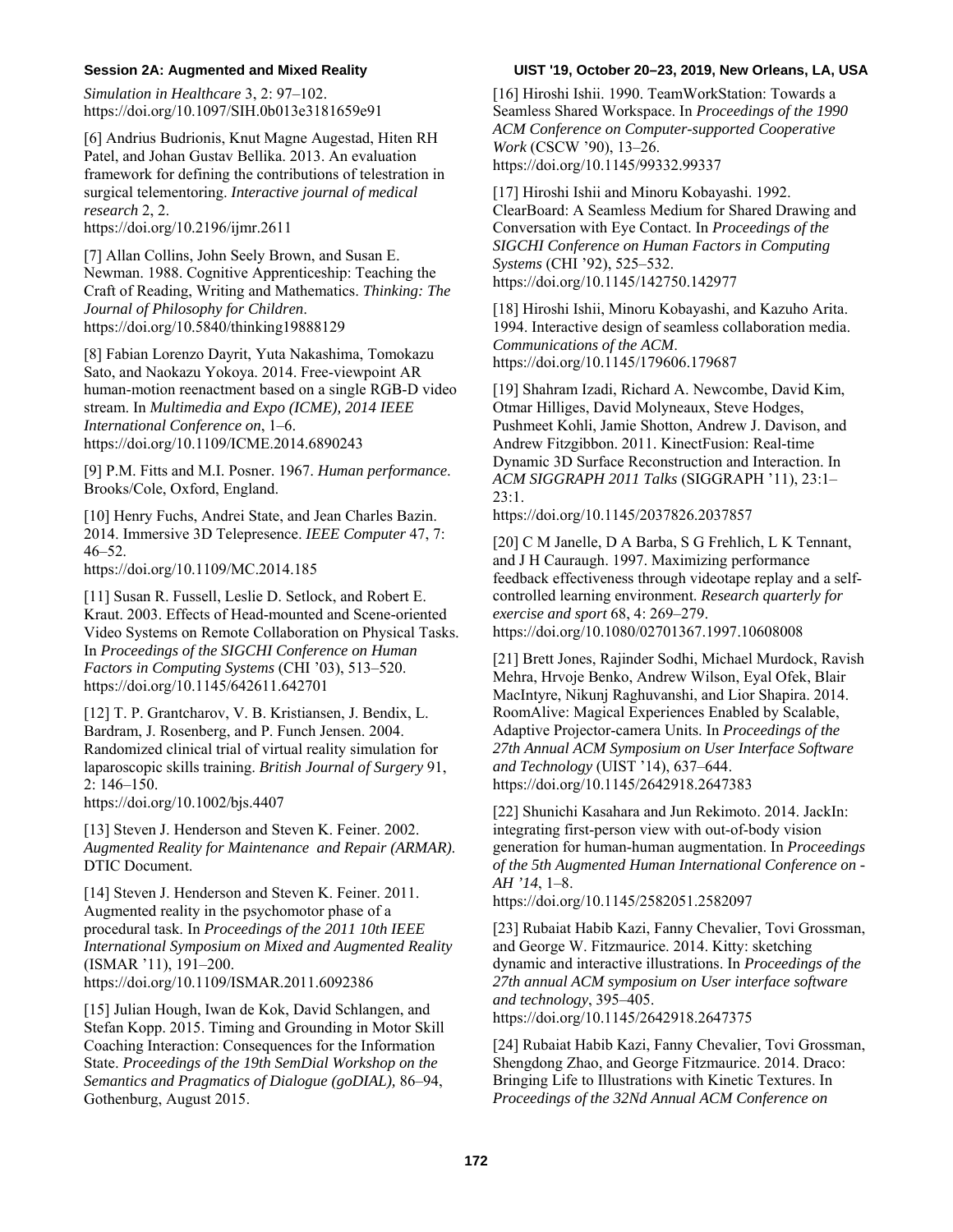*Simulation in Healthcare* 3, 2: 97–102. https://doi.org/10.1097/SIH.0b013e3181659e91

[6] Andrius Budrionis, Knut Magne Augestad, Hiten RH Patel, and Johan Gustav Bellika. 2013. An evaluation framework for defining the contributions of telestration in surgical telementoring. *Interactive journal of medical research* 2, 2. https://doi.org/10.2196/ijmr.2611

[7] Allan Collins, John Seely Brown, and Susan E. Newman. 1988. Cognitive Apprenticeship: Teaching the Craft of Reading, Writing and Mathematics. *Thinking: The Journal of Philosophy for Children*. https://doi.org/10.5840/thinking19888129

[8] Fabian Lorenzo Dayrit, Yuta Nakashima, Tomokazu Sato, and Naokazu Yokoya. 2014. Free-viewpoint AR human-motion reenactment based on a single RGB-D video stream. In *Multimedia and Expo (ICME), 2014 IEEE International Conference on*, 1–6. https://doi.org/10.1109/ICME.2014.6890243

[9] P.M. Fitts and M.I. Posner. 1967. *Human performance*. Brooks/Cole, Oxford, England.

[10] Henry Fuchs, Andrei State, and Jean Charles Bazin. 2014. Immersive 3D Telepresence. *IEEE Computer* 47, 7: 46–52. https://doi.org/10.1109/MC.2014.185

[11] Susan R. Fussell, Leslie D. Setlock, and Robert E. Kraut. 2003. Effects of Head-mounted and Scene-oriented Video Systems on Remote Collaboration on Physical Tasks. In *Proceedings of the SIGCHI Conference on Human Factors in Computing Systems* (CHI '03), 513–520. https://doi.org/10.1145/642611.642701

[12] T. P. Grantcharov, V. B. Kristiansen, J. Bendix, L. Bardram, J. Rosenberg, and P. Funch Jensen. 2004. Randomized clinical trial of virtual reality simulation for laparoscopic skills training. *British Journal of Surgery* 91, 2: 146–150. https://doi.org/10.1002/bjs.4407

[13] Steven J. Henderson and Steven K. Feiner. 2002. *Augmented Reality for Maintenance and Repair (ARMAR)*. DTIC Document.

[14] Steven J. Henderson and Steven K. Feiner. 2011. Augmented reality in the psychomotor phase of a procedural task. In *Proceedings of the 2011 10th IEEE International Symposium on Mixed and Augmented Reality* (ISMAR '11), 191–200. https://doi.org/10.1109/ISMAR.2011.6092386

[15] Julian Hough, Iwan de Kok, David Schlangen, and Stefan Kopp. 2015. Timing and Grounding in Motor Skill Coaching Interaction: Consequences for the Information State. *Proceedings of the 19th SemDial Workshop on the Semantics and Pragmatics of Dialogue (goDIAL),* 86–94, Gothenburg, August 2015.

[16] Hiroshi Ishii. 1990. TeamWorkStation: Towards a Seamless Shared Workspace. In *Proceedings of the 1990 ACM Conference on Computer-supported Cooperative Work* (CSCW '90), 13–26. https://doi.org/10.1145/99332.99337

[17] Hiroshi Ishii and Minoru Kobayashi. 1992. ClearBoard: A Seamless Medium for Shared Drawing and Conversation with Eye Contact. In *Proceedings of the SIGCHI Conference on Human Factors in Computing Systems* (CHI '92), 525–532. https://doi.org/10.1145/142750.142977

[18] Hiroshi Ishii, Minoru Kobayashi, and Kazuho Arita. 1994. Interactive design of seamless collaboration media. *Communications of the ACM*. https://doi.org/10.1145/179606.179687

[19] Shahram Izadi, Richard A. Newcombe, David Kim, Otmar Hilliges, David Molyneaux, Steve Hodges, Pushmeet Kohli, Jamie Shotton, Andrew J. Davison, and Andrew Fitzgibbon. 2011. KinectFusion: Real-time Dynamic 3D Surface Reconstruction and Interaction. In *ACM SIGGRAPH 2011 Talks* (SIGGRAPH '11), 23:1–23:1. https://doi.org/10.1145/2037826.2037857

[20] C M Janelle, D A Barba, S G Frehlich, L K Tennant, and J H Cauraugh. 1997. Maximizing performance feedback effectiveness through videotape replay and a self-controlled learning environment. *Research quarterly for exercise and sport* 68, 4: 269–279. https://doi.org/10.1080/02701367.1997.10608008

[21] Brett Jones, Rajinder Sodhi, Michael Murdock, Ravish Mehra, Hrvoje Benko, Andrew Wilson, Eyal Ofek, Blair MacIntyre, Nikunj Raghuvanshi, and Lior Shapira. 2014. RoomAlive: Magical Experiences Enabled by Scalable, Adaptive Projector-camera Units. In *Proceedings of the 27th Annual ACM Symposium on User Interface Software and Technology* (UIST '14), 637–644. https://doi.org/10.1145/2642918.2647383

[22] Shunichi Kasahara and Jun Rekimoto. 2014. JackIn: integrating first-person view with out-of-body vision generation for human-human augmentation. In *Proceedings of the 5th Augmented Human International Conference on - AH '14*, 1–8. https://doi.org/10.1145/2582051.2582097

[23] Rubaiat Habib Kazi, Fanny Chevalier, Tovi Grossman, and George W. Fitzmaurice. 2014. Kitty: sketching dynamic and interactive illustrations. In *Proceedings of the 27th annual ACM symposium on User interface software and technology*, 395–405. https://doi.org/10.1145/2642918.2647375

[24] Rubaiat Habib Kazi, Fanny Chevalier, Tovi Grossman, Shengdong Zhao, and George Fitzmaurice. 2014. Draco: Bringing Life to Illustrations with Kinetic Textures. In *Proceedings of the 32Nd Annual ACM Conference on*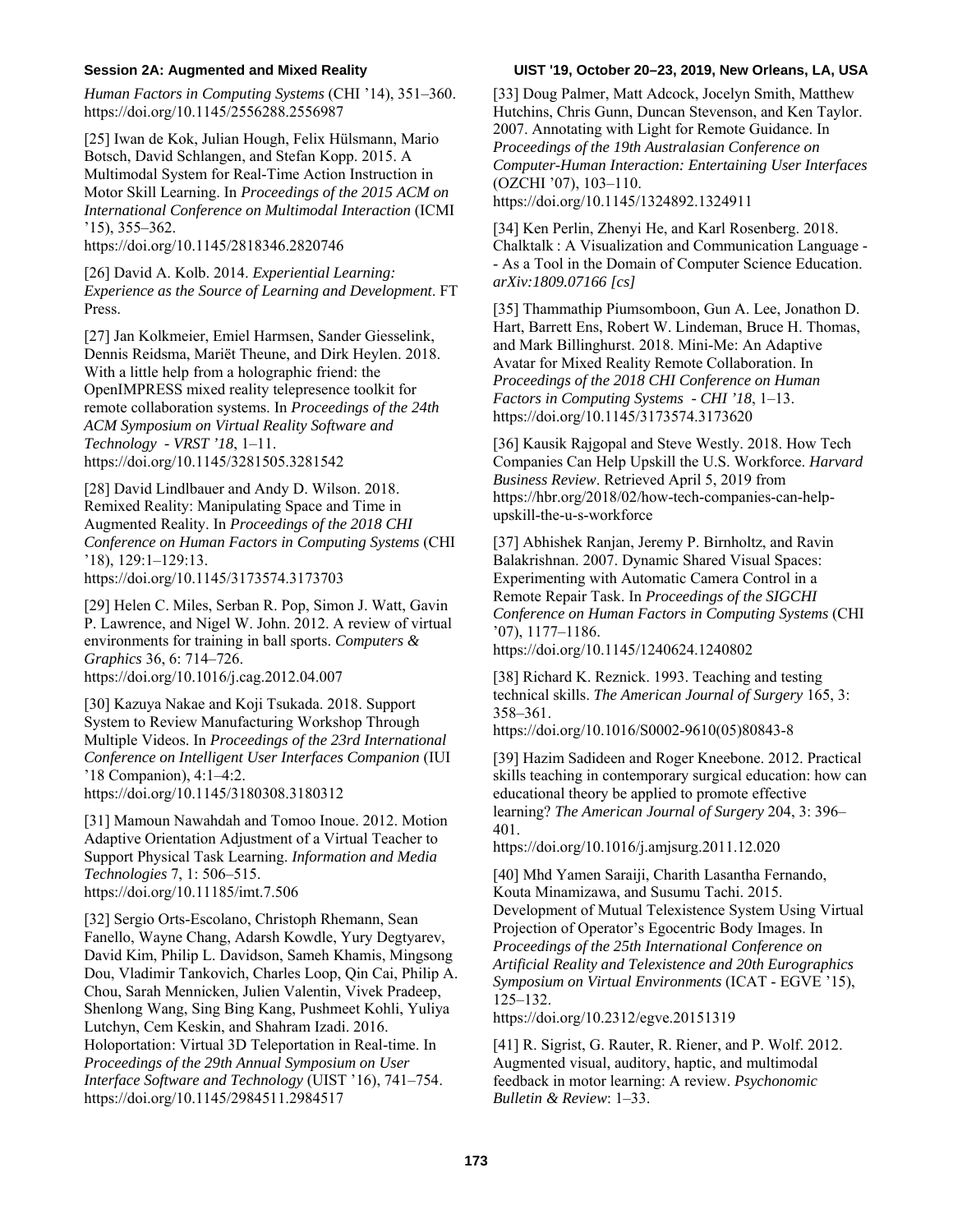*Human Factors in Computing Systems* (CHI '14), 351–360. https://doi.org/10.1145/2556288.2556987

[25] Iwan de Kok, Julian Hough, Felix Hülsmann, Mario Botsch, David Schlangen, and Stefan Kopp. 2015. A Multimodal System for Real-Time Action Instruction in Motor Skill Learning. In *Proceedings of the 2015 ACM on International Conference on Multimodal Interaction* (ICMI '15), 355–362. https://doi.org/10.1145/2818346.2820746

[26] David A. Kolb. 2014. *Experiential Learning: Experience as the Source of Learning and Development*. FT Press.

[27] Jan Kolkmeier, Emiel Harmsen, Sander Giesselink, Dennis Reidsma, Mariët Theune, and Dirk Heylen. 2018. With a little help from a holographic friend: the OpenIMPRESS mixed reality telepresence toolkit for remote collaboration systems. In *Proceedings of the 24th ACM Symposium on Virtual Reality Software and Technology - VRST '18*, 1–11. https://doi.org/10.1145/3281505.3281542

[28] David Lindlbauer and Andy D. Wilson. 2018. Remixed Reality: Manipulating Space and Time in Augmented Reality. In *Proceedings of the 2018 CHI Conference on Human Factors in Computing Systems* (CHI '18), 129:1–129:13. https://doi.org/10.1145/3173574.3173703

[29] Helen C. Miles, Serban R. Pop, Simon J. Watt, Gavin P. Lawrence, and Nigel W. John. 2012. A review of virtual environments for training in ball sports. *Computers & Graphics* 36, 6: 714–726. https://doi.org/10.1016/j.cag.2012.04.007

[30] Kazuya Nakae and Koji Tsukada. 2018. Support System to Review Manufacturing Workshop Through Multiple Videos. In *Proceedings of the 23rd International Conference on Intelligent User Interfaces Companion* (IUI '18 Companion), 4:1–4:2. https://doi.org/10.1145/3180308.3180312

[31] Mamoun Nawahdah and Tomoo Inoue. 2012. Motion Adaptive Orientation Adjustment of a Virtual Teacher to Support Physical Task Learning. *Information and Media Technologies* 7, 1: 506–515. https://doi.org/10.11185/imt.7.506

[32] Sergio Orts-Escolano, Christoph Rhemann, Sean Fanello, Wayne Chang, Adarsh Kowdle, Yury Degtyarev, David Kim, Philip L. Davidson, Sameh Khamis, Mingsong Dou, Vladimir Tankovich, Charles Loop, Qin Cai, Philip A. Chou, Sarah Mennicken, Julien Valentin, Vivek Pradeep, Shenlong Wang, Sing Bing Kang, Pushmeet Kohli, Yuliya Lutchyn, Cem Keskin, and Shahram Izadi. 2016. Holoportation: Virtual 3D Teleportation in Real-time. In *Proceedings of the 29th Annual Symposium on User Interface Software and Technology* (UIST '16), 741–754. https://doi.org/10.1145/2984511.2984517

[33] Doug Palmer, Matt Adcock, Jocelyn Smith, Matthew Hutchins, Chris Gunn, Duncan Stevenson, and Ken Taylor. 2007. Annotating with Light for Remote Guidance. In *Proceedings of the 19th Australasian Conference on Computer-Human Interaction: Entertaining User Interfaces* (OZCHI '07), 103–110. https://doi.org/10.1145/1324892.1324911

[34] Ken Perlin, Zhenyi He, and Karl Rosenberg. 2018. Chalktalk : A Visualization and Communication Language -- As a Tool in the Domain of Computer Science Education. *arXiv:1809.07166 [cs]*

[35] Thammathip Piumsomboon, Gun A. Lee, Jonathon D. Hart, Barrett Ens, Robert W. Lindeman, Bruce H. Thomas, and Mark Billinghurst. 2018. Mini-Me: An Adaptive Avatar for Mixed Reality Remote Collaboration. In *Proceedings of the 2018 CHI Conference on Human Factors in Computing Systems - CHI '18*, 1–13. https://doi.org/10.1145/3173574.3173620

[36] Kausik Rajgopal and Steve Westly. 2018. How Tech Companies Can Help Upskill the U.S. Workforce. *Harvard Business Review*. Retrieved April 5, 2019 from https://hbr.org/2018/02/how-tech-companies-can-help-upskill-the-u-s-workforce

[37] Abhishek Ranjan, Jeremy P. Birnholtz, and Ravin Balakrishnan. 2007. Dynamic Shared Visual Spaces: Experimenting with Automatic Camera Control in a Remote Repair Task. In *Proceedings of the SIGCHI Conference on Human Factors in Computing Systems* (CHI '07), 1177–1186. https://doi.org/10.1145/1240624.1240802

[38] Richard K. Reznick. 1993. Teaching and testing technical skills. *The American Journal of Surgery* 165, 3: 358–361. https://doi.org/10.1016/S0002-9610(05)80843-8

[39] Hazim Sadideen and Roger Kneebone. 2012. Practical skills teaching in contemporary surgical education: how can educational theory be applied to promote effective learning? *The American Journal of Surgery* 204, 3: 396–401. https://doi.org/10.1016/j.amjsurg.2011.12.020

[40] Mhd Yamen Saraiji, Charith Lasantha Fernando, Kouta Minamizawa, and Susumu Tachi. 2015. Development of Mutual Telexistence System Using Virtual Projection of Operator's Egocentric Body Images. In *Proceedings of the 25th International Conference on Artificial Reality and Telexistence and 20th Eurographics Symposium on Virtual Environments* (ICAT - EGVE '15), 125–132. https://doi.org/10.2312/egve.20151319

[41] R. Sigrist, G. Rauter, R. Riener, and P. Wolf. 2012. Augmented visual, auditory, haptic, and multimodal feedback in motor learning: A review. *Psychonomic Bulletin & Review*: 1–33.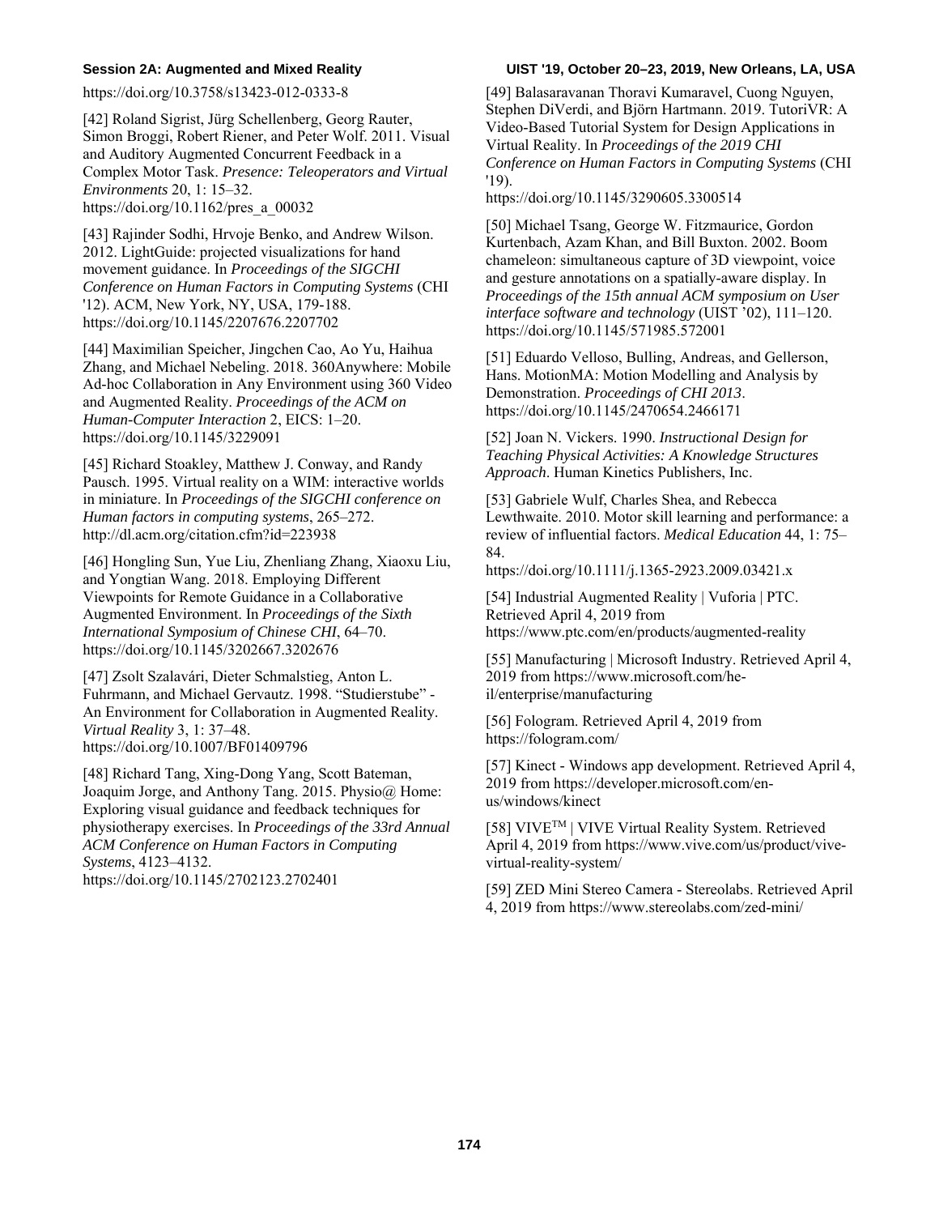https://doi.org/10.3758/s13423-012-0333-8

[42] Roland Sigrist, Jürg Schellenberg, Georg Rauter, Simon Broggi, Robert Riener, and Peter Wolf. 2011. Visual and Auditory Augmented Concurrent Feedback in a Complex Motor Task. *Presence: Teleoperators and Virtual Environments* 20, 1: 15–32. https://doi.org/10.1162/pres_a_00032

[43] Rajinder Sodhi, Hrvoje Benko, and Andrew Wilson. 2012. LightGuide: projected visualizations for hand movement guidance. In *Proceedings of the SIGCHI Conference on Human Factors in Computing Systems* (CHI '12). ACM, New York, NY, USA, 179-188. https://doi.org/10.1145/2207676.2207702

[44] Maximilian Speicher, Jingchen Cao, Ao Yu, Haihua Zhang, and Michael Nebeling. 2018. 360Anywhere: Mobile Ad-hoc Collaboration in Any Environment using 360 Video and Augmented Reality. *Proceedings of the ACM on Human-Computer Interaction* 2, EICS: 1–20. https://doi.org/10.1145/3229091

[45] Richard Stoakley, Matthew J. Conway, and Randy Pausch. 1995. Virtual reality on a WIM: interactive worlds in miniature. In *Proceedings of the SIGCHI conference on Human factors in computing systems*, 265–272. http://dl.acm.org/citation.cfm?id=223938

[46] Hongling Sun, Yue Liu, Zhenliang Zhang, Xiaoxu Liu, and Yongtian Wang. 2018. Employing Different Viewpoints for Remote Guidance in a Collaborative Augmented Environment. In *Proceedings of the Sixth International Symposium of Chinese CHI*, 64–70. https://doi.org/10.1145/3202667.3202676

[47] Zsolt Szalavári, Dieter Schmalstieg, Anton L. Fuhrmann, and Michael Gervautz. 1998. "Studierstube" - An Environment for Collaboration in Augmented Reality. *Virtual Reality* 3, 1: 37–48. https://doi.org/10.1007/BF01409796

[48] Richard Tang, Xing-Dong Yang, Scott Bateman, Joaquim Jorge, and Anthony Tang. 2015. Physio@ Home: Exploring visual guidance and feedback techniques for physiotherapy exercises. In *Proceedings of the 33rd Annual ACM Conference on Human Factors in Computing Systems*, 4123–4132. https://doi.org/10.1145/2702123.2702401

[49] Balasaravanan Thoravi Kumaravel, Cuong Nguyen, Stephen DiVerdi, and Björn Hartmann. 2019. TutoriVR: A Video-Based Tutorial System for Design Applications in Virtual Reality. In *Proceedings of the 2019 CHI Conference on Human Factors in Computing Systems* (CHI '19). https://doi.org/10.1145/3290605.3300514

[50] Michael Tsang, George W. Fitzmaurice, Gordon Kurtenbach, Azam Khan, and Bill Buxton. 2002. Boom chameleon: simultaneous capture of 3D viewpoint, voice and gesture annotations on a spatially-aware display. In *Proceedings of the 15th annual ACM symposium on User interface software and technology* (UIST '02), 111–120. https://doi.org/10.1145/571985.572001

[51] Eduardo Velloso, Bulling, Andreas, and Gellerson, Hans. MotionMA: Motion Modelling and Analysis by Demonstration. *Proceedings of CHI 2013*. https://doi.org/10.1145/2470654.2466171

[52] Joan N. Vickers. 1990. *Instructional Design for Teaching Physical Activities: A Knowledge Structures Approach*. Human Kinetics Publishers, Inc.

[53] Gabriele Wulf, Charles Shea, and Rebecca Lewthwaite. 2010. Motor skill learning and performance: a review of influential factors. *Medical Education* 44, 1: 75–84. https://doi.org/10.1111/j.1365-2923.2009.03421.x

[54] Industrial Augmented Reality | Vuforia | PTC. Retrieved April 4, 2019 from https://www.ptc.com/en/products/augmented-reality

[55] Manufacturing | Microsoft Industry. Retrieved April 4, 2019 from https://www.microsoft.com/he-il/enterprise/manufacturing

[56] Fologram. Retrieved April 4, 2019 from https://fologram.com/

[57] Kinect - Windows app development. Retrieved April 4, 2019 from https://developer.microsoft.com/en-us/windows/kinect

[58] VIVE™ | VIVE Virtual Reality System. Retrieved April 4, 2019 from https://www.vive.com/us/product/vive-virtual-reality-system/

[59] ZED Mini Stereo Camera - Stereolabs. Retrieved April 4, 2019 from https://www.stereolabs.com/zed-mini/